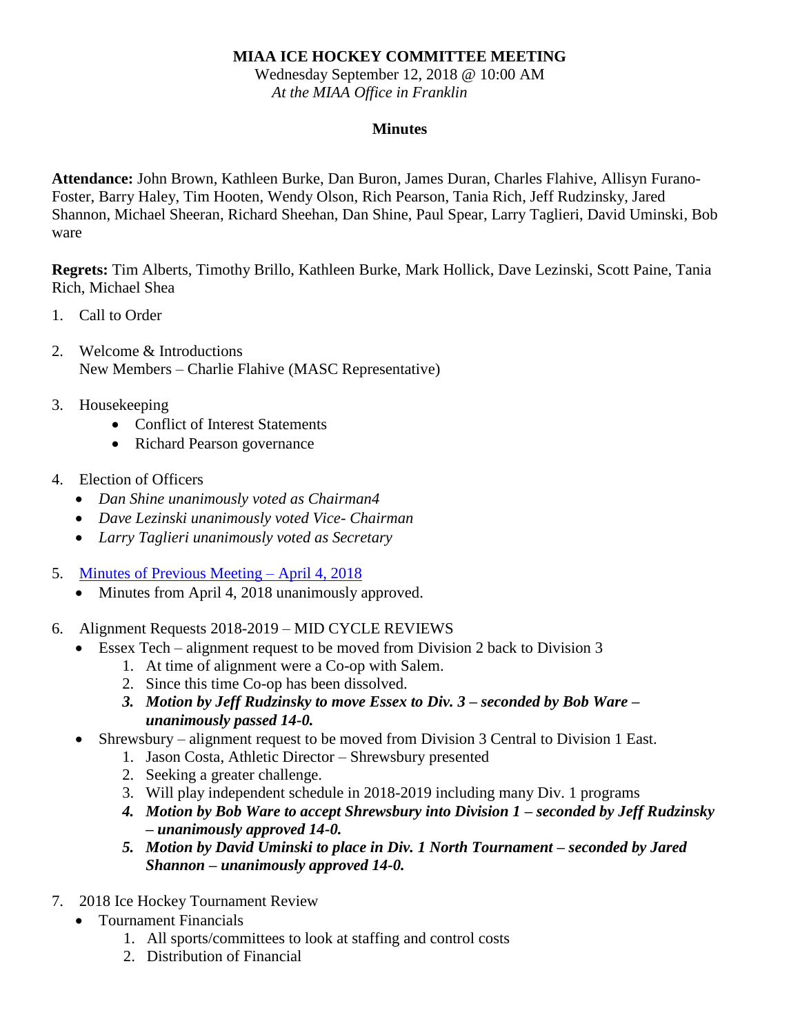**MIAA ICE HOCKEY COMMITTEE MEETING**

Wednesday September 12, 2018 @ 10:00 AM

*At the MIAA Office in Franklin*

**Minutes**

**Attendance:** John Brown, Kathleen Burke, Dan Buron, James Duran, Charles Flahive, Allisyn Furano-Foster, Barry Haley, Tim Hooten, Wendy Olson, Rich Pearson, Tania Rich, Jeff Rudzinsky, Jared Shannon, Michael Sheeran, Richard Sheehan, Dan Shine, Paul Spear, Larry Taglieri, David Uminski, Bob ware

**Regrets:** Tim Alberts, Timothy Brillo, Kathleen Burke, Mark Hollick, Dave Lezinski, Scott Paine, Tania Rich, Michael Shea

1. Call to Order

2. Welcome & Introductions
   New Members – Charlie Flahive (MASC Representative)

3. Housekeeping
   - Conflict of Interest Statements
   - Richard Pearson governance

4. Election of Officers
   - *Dan Shine unanimously voted as Chairman4*
   - *Dave Lezinski unanimously voted Vice- Chairman*
   - *Larry Taglieri unanimously voted as Secretary*

5. Minutes of Previous Meeting – April 4, 2018
   - Minutes from April 4, 2018 unanimously approved.

6. Alignment Requests 2018-2019 – MID CYCLE REVIEWS
   - Essex Tech – alignment request to be moved from Division 2 back to Division 3
     1. At time of alignment were a Co-op with Salem.
     2. Since this time Co-op has been dissolved.
     3. ***Motion by Jeff Rudzinsky to move Essex to Div. 3 – seconded by Bob Ware – unanimously passed 14-0.***
   - Shrewsbury – alignment request to be moved from Division 3 Central to Division 1 East.
     1. Jason Costa, Athletic Director – Shrewsbury presented
     2. Seeking a greater challenge.
     3. Will play independent schedule in 2018-2019 including many Div. 1 programs
     4. ***Motion by Bob Ware to accept Shrewsbury into Division 1 – seconded by Jeff Rudzinsky – unanimously approved 14-0.***
     5. ***Motion by David Uminski to place in Div. 1 North Tournament – seconded by Jared Shannon – unanimously approved 14-0.***

7. 2018 Ice Hockey Tournament Review
   - Tournament Financials
     1. All sports/committees to look at staffing and control costs
     2. Distribution of Financial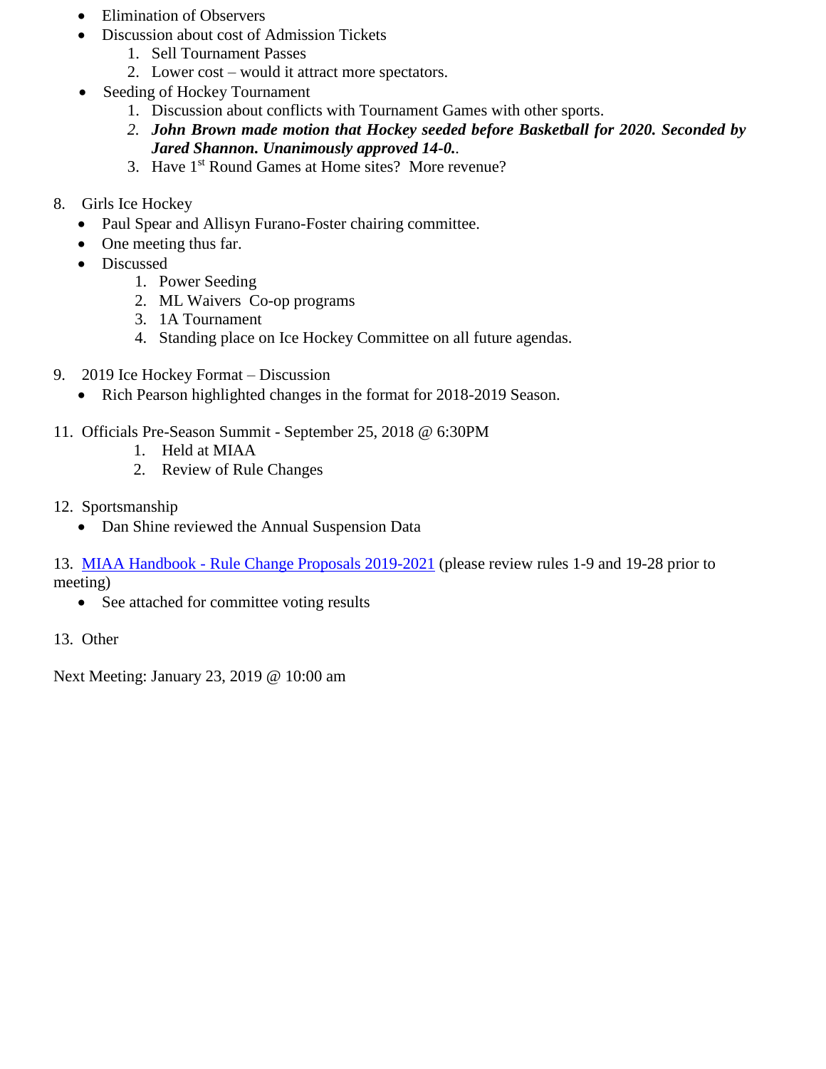- Elimination of Observers
- Discussion about cost of Admission Tickets
    1. Sell Tournament Passes
    2. Lower cost – would it attract more spectators.
- Seeding of Hockey Tournament
    1. Discussion about conflicts with Tournament Games with other sports.
    2. ***John Brown made motion that Hockey seeded before Basketball for 2020. Seconded by Jared Shannon. Unanimously approved 14-0.***.
    3. Have 1st Round Games at Home sites? More revenue?

8. Girls Ice Hockey
    - Paul Spear and Allisyn Furano-Foster chairing committee.
    - One meeting thus far.
    - Discussed
        1. Power Seeding
        2. ML Waivers Co-op programs
        3. 1A Tournament
        4. Standing place on Ice Hockey Committee on all future agendas.

9. 2019 Ice Hockey Format – Discussion
    - Rich Pearson highlighted changes in the format for 2018-2019 Season.

11. Officials Pre-Season Summit - September 25, 2018 @ 6:30PM
    1. Held at MIAA
    2. Review of Rule Changes

12. Sportsmanship
    - Dan Shine reviewed the Annual Suspension Data

13. MIAA Handbook - Rule Change Proposals 2019-2021 (please review rules 1-9 and 19-28 prior to meeting)
    - See attached for committee voting results

13. Other

Next Meeting: January 23, 2019 @ 10:00 am